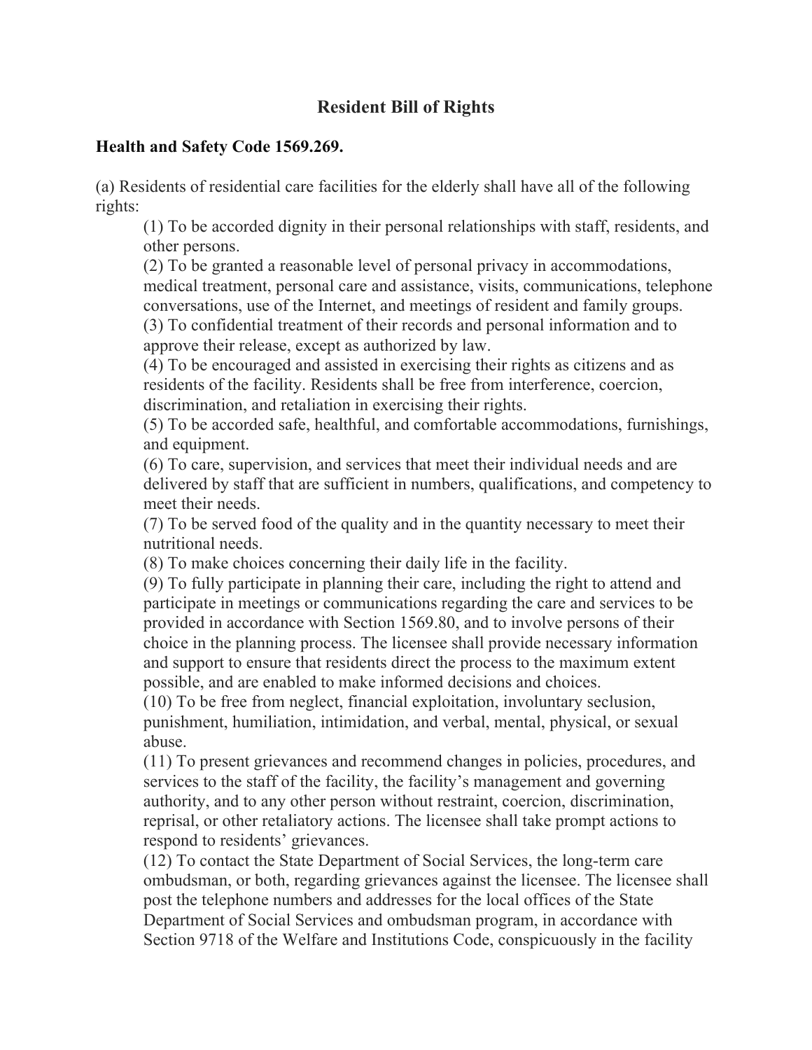# Resident Bill of Rights

## Health and Safety Code 1569.269.

(a) Residents of residential care facilities for the elderly shall have all of the following rights:

(1) To be accorded dignity in their personal relationships with staff, residents, and other persons.

(2) To be granted a reasonable level of personal privacy in accommodations, medical treatment, personal care and assistance, visits, communications, telephone conversations, use of the Internet, and meetings of resident and family groups.

(3) To confidential treatment of their records and personal information and to approve their release, except as authorized by law.

(4) To be encouraged and assisted in exercising their rights as citizens and as residents of the facility. Residents shall be free from interference, coercion, discrimination, and retaliation in exercising their rights.

(5) To be accorded safe, healthful, and comfortable accommodations, furnishings, and equipment.

(6) To care, supervision, and services that meet their individual needs and are delivered by staff that are sufficient in numbers, qualifications, and competency to meet their needs.

(7) To be served food of the quality and in the quantity necessary to meet their nutritional needs.

(8) To make choices concerning their daily life in the facility.

(9) To fully participate in planning their care, including the right to attend and participate in meetings or communications regarding the care and services to be provided in accordance with Section 1569.80, and to involve persons of their choice in the planning process. The licensee shall provide necessary information and support to ensure that residents direct the process to the maximum extent possible, and are enabled to make informed decisions and choices.

(10) To be free from neglect, financial exploitation, involuntary seclusion, punishment, humiliation, intimidation, and verbal, mental, physical, or sexual abuse.

(11) To present grievances and recommend changes in policies, procedures, and services to the staff of the facility, the facility's management and governing authority, and to any other person without restraint, coercion, discrimination, reprisal, or other retaliatory actions. The licensee shall take prompt actions to respond to residents' grievances.

(12) To contact the State Department of Social Services, the long-term care ombudsman, or both, regarding grievances against the licensee. The licensee shall post the telephone numbers and addresses for the local offices of the State Department of Social Services and ombudsman program, in accordance with Section 9718 of the Welfare and Institutions Code, conspicuously in the facility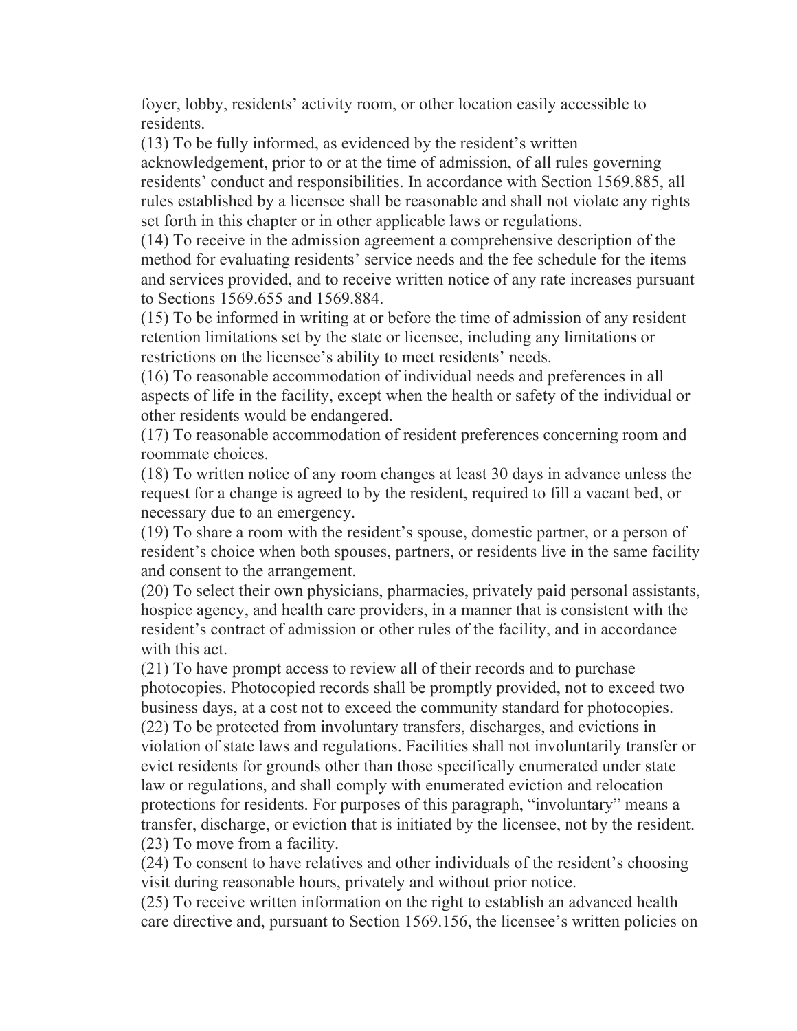foyer, lobby, residents' activity room, or other location easily accessible to residents.

(13) To be fully informed, as evidenced by the resident's written acknowledgement, prior to or at the time of admission, of all rules governing residents' conduct and responsibilities. In accordance with Section 1569.885, all rules established by a licensee shall be reasonable and shall not violate any rights set forth in this chapter or in other applicable laws or regulations.

(14) To receive in the admission agreement a comprehensive description of the method for evaluating residents' service needs and the fee schedule for the items and services provided, and to receive written notice of any rate increases pursuant to Sections 1569.655 and 1569.884.

(15) To be informed in writing at or before the time of admission of any resident retention limitations set by the state or licensee, including any limitations or restrictions on the licensee's ability to meet residents' needs.

(16) To reasonable accommodation of individual needs and preferences in all aspects of life in the facility, except when the health or safety of the individual or other residents would be endangered.

(17) To reasonable accommodation of resident preferences concerning room and roommate choices.

(18) To written notice of any room changes at least 30 days in advance unless the request for a change is agreed to by the resident, required to fill a vacant bed, or necessary due to an emergency.

(19) To share a room with the resident's spouse, domestic partner, or a person of resident's choice when both spouses, partners, or residents live in the same facility and consent to the arrangement.

(20) To select their own physicians, pharmacies, privately paid personal assistants, hospice agency, and health care providers, in a manner that is consistent with the resident's contract of admission or other rules of the facility, and in accordance with this act.

(21) To have prompt access to review all of their records and to purchase photocopies. Photocopied records shall be promptly provided, not to exceed two business days, at a cost not to exceed the community standard for photocopies.

(22) To be protected from involuntary transfers, discharges, and evictions in violation of state laws and regulations. Facilities shall not involuntarily transfer or evict residents for grounds other than those specifically enumerated under state law or regulations, and shall comply with enumerated eviction and relocation protections for residents. For purposes of this paragraph, "involuntary" means a transfer, discharge, or eviction that is initiated by the licensee, not by the resident.

(23) To move from a facility.

(24) To consent to have relatives and other individuals of the resident's choosing visit during reasonable hours, privately and without prior notice.

(25) To receive written information on the right to establish an advanced health care directive and, pursuant to Section 1569.156, the licensee's written policies on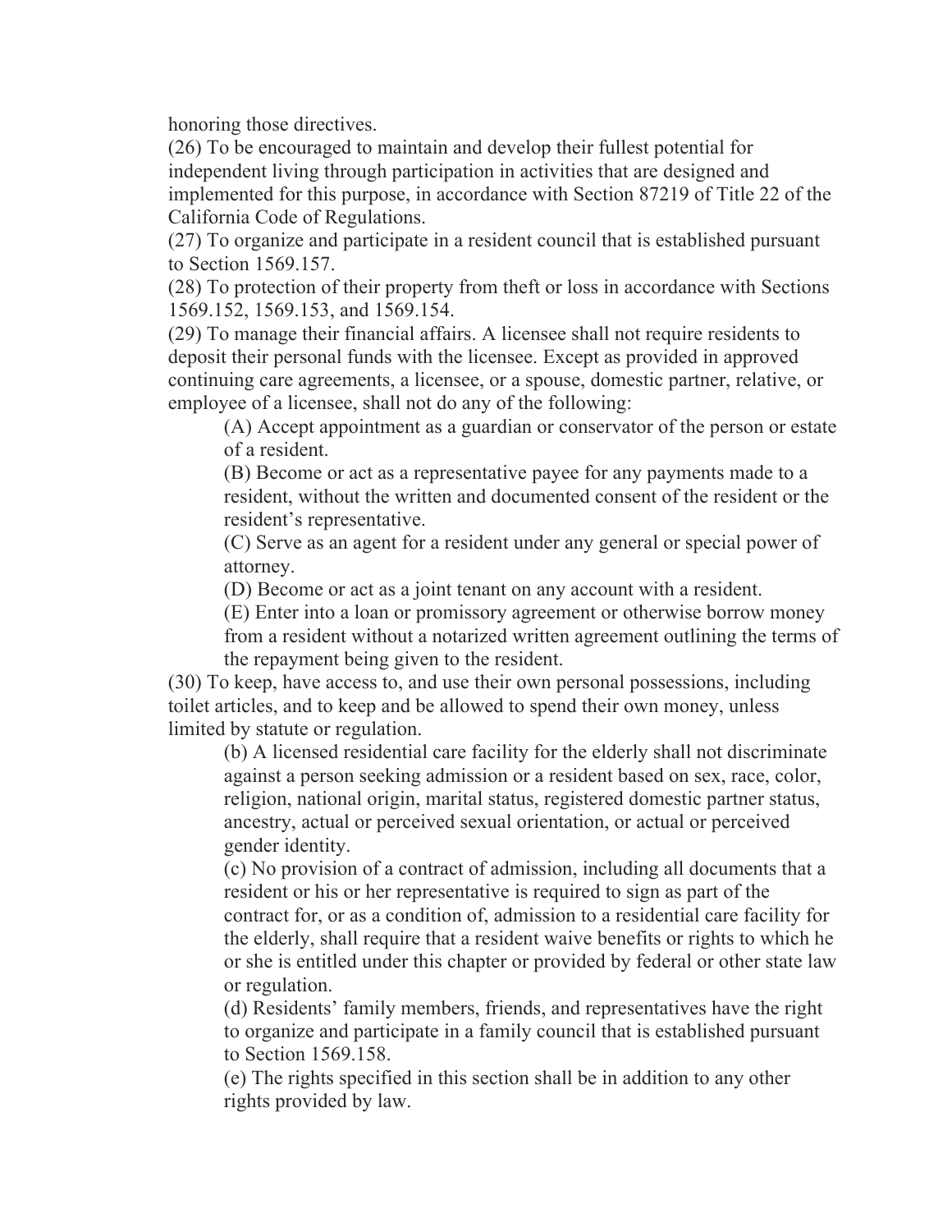honoring those directives.

(26) To be encouraged to maintain and develop their fullest potential for independent living through participation in activities that are designed and implemented for this purpose, in accordance with Section 87219 of Title 22 of the California Code of Regulations.

(27) To organize and participate in a resident council that is established pursuant to Section 1569.157.

(28) To protection of their property from theft or loss in accordance with Sections 1569.152, 1569.153, and 1569.154.

(29) To manage their financial affairs. A licensee shall not require residents to deposit their personal funds with the licensee. Except as provided in approved continuing care agreements, a licensee, or a spouse, domestic partner, relative, or employee of a licensee, shall not do any of the following:

> (A) Accept appointment as a guardian or conservator of the person or estate of a resident.
>
> (B) Become or act as a representative payee for any payments made to a resident, without the written and documented consent of the resident or the resident's representative.
>
> (C) Serve as an agent for a resident under any general or special power of attorney.
>
> (D) Become or act as a joint tenant on any account with a resident.
>
> (E) Enter into a loan or promissory agreement or otherwise borrow money from a resident without a notarized written agreement outlining the terms of the repayment being given to the resident.

(30) To keep, have access to, and use their own personal possessions, including toilet articles, and to keep and be allowed to spend their own money, unless limited by statute or regulation.

> (b) A licensed residential care facility for the elderly shall not discriminate against a person seeking admission or a resident based on sex, race, color, religion, national origin, marital status, registered domestic partner status, ancestry, actual or perceived sexual orientation, or actual or perceived gender identity.
>
> (c) No provision of a contract of admission, including all documents that a resident or his or her representative is required to sign as part of the contract for, or as a condition of, admission to a residential care facility for the elderly, shall require that a resident waive benefits or rights to which he or she is entitled under this chapter or provided by federal or other state law or regulation.
>
> (d) Residents' family members, friends, and representatives have the right to organize and participate in a family council that is established pursuant to Section 1569.158.
>
> (e) The rights specified in this section shall be in addition to any other rights provided by law.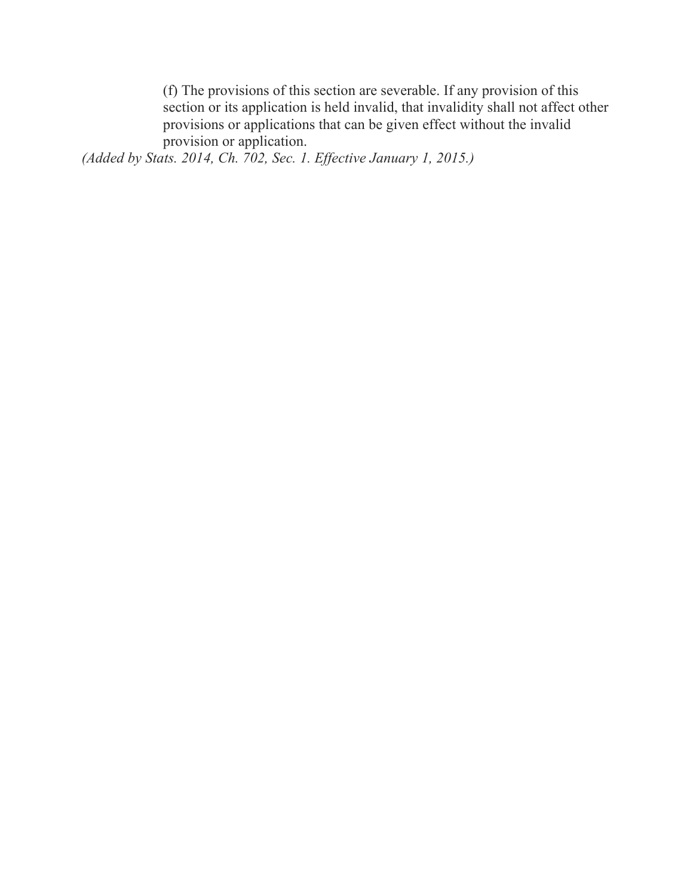(f) The provisions of this section are severable. If any provision of this section or its application is held invalid, that invalidity shall not affect other provisions or applications that can be given effect without the invalid provision or application.

*(Added by Stats. 2014, Ch. 702, Sec. 1. Effective January 1, 2015.)*